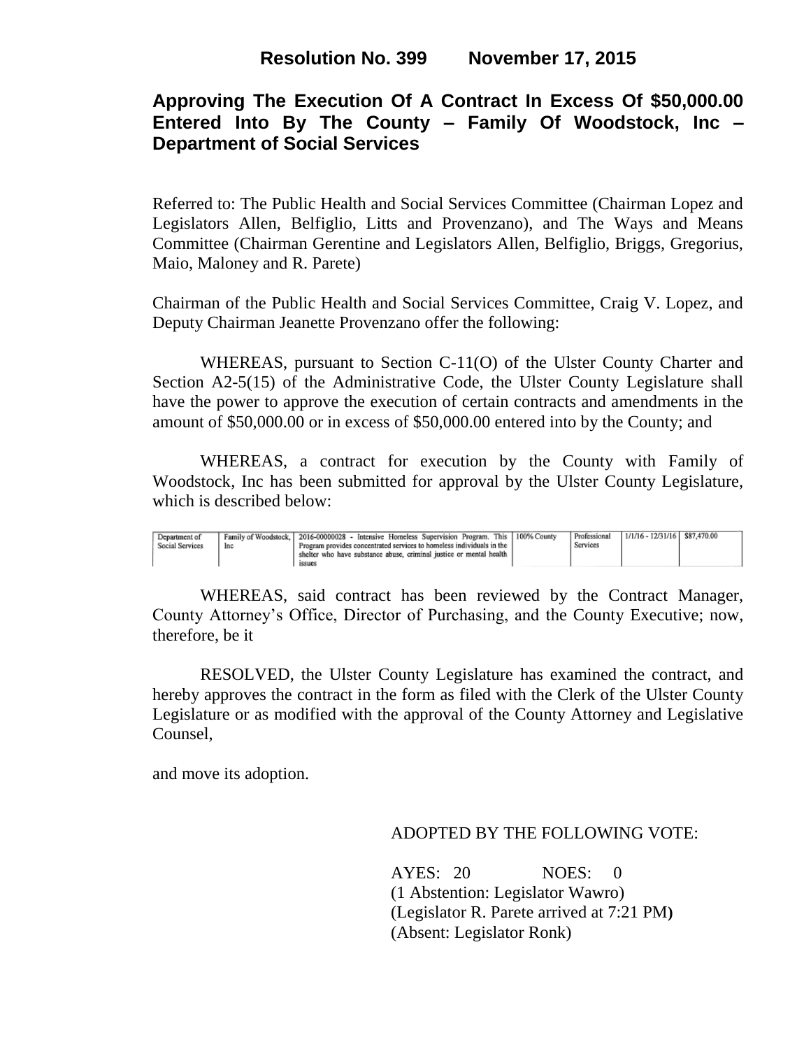## Resolution No. 399 November 17, 2015

# Approving The Execution Of A Contract In Excess Of $50,000.00 Entered Into By The County – Family Of Woodstock, Inc – Department of Social Services

Referred to: The Public Health and Social Services Committee (Chairman Lopez and Legislators Allen, Belfiglio, Litts and Provenzano), and The Ways and Means Committee (Chairman Gerentine and Legislators Allen, Belfiglio, Briggs, Gregorius, Maio, Maloney and R. Parete)

Chairman of the Public Health and Social Services Committee, Craig V. Lopez, and Deputy Chairman Jeanette Provenzano offer the following:

WHEREAS, pursuant to Section C-11(O) of the Ulster County Charter and Section A2-5(15) of the Administrative Code, the Ulster County Legislature shall have the power to approve the execution of certain contracts and amendments in the amount of $50,000.00 or in excess of $50,000.00 entered into by the County; and

WHEREAS, a contract for execution by the County with Family of Woodstock, Inc has been submitted for approval by the Ulster County Legislature, which is described below:

| | | | | | | |
|---|---|---|---|---|---|---|
| Department of Social Services | Family of Woodstock, Inc | 2016-00000028 - Intensive Homeless Supervision Program. This Program provides concentrated services to homeless individuals in the shelter who have substance abuse, criminal justice or mental health issues | 100% County | Professional Services | 1/1/16 - 12/31/16 | $87,470.00 |

WHEREAS, said contract has been reviewed by the Contract Manager, County Attorney's Office, Director of Purchasing, and the County Executive; now, therefore, be it

RESOLVED, the Ulster County Legislature has examined the contract, and hereby approves the contract in the form as filed with the Clerk of the Ulster County Legislature or as modified with the approval of the County Attorney and Legislative Counsel,

and move its adoption.

ADOPTED BY THE FOLLOWING VOTE:

AYES: 20 NOES: 0
(1 Abstention: Legislator Wawro)
(Legislator R. Parete arrived at 7:21 PM)
(Absent: Legislator Ronk)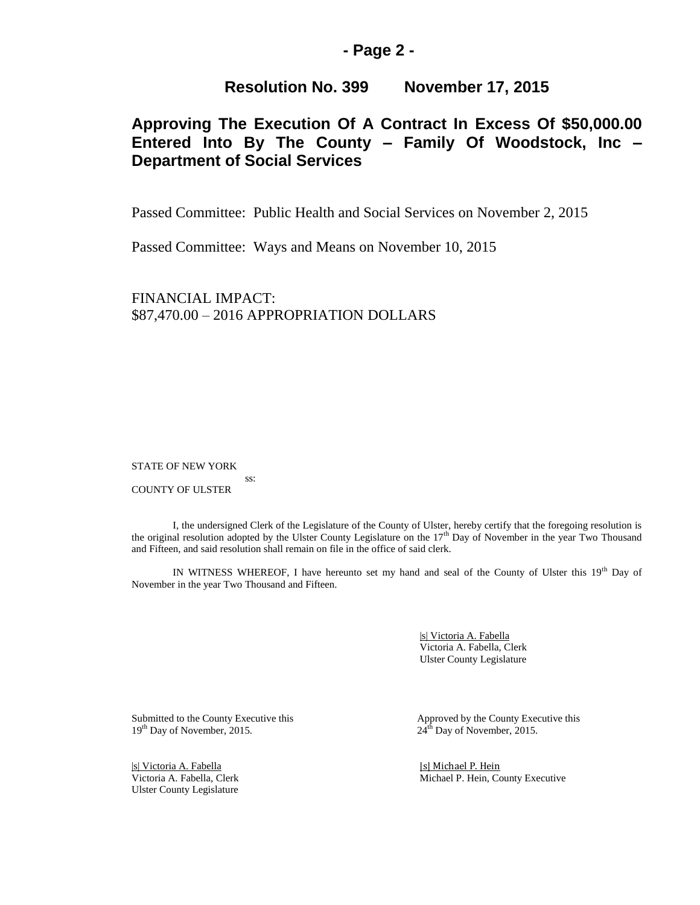## Resolution No. 399 November 17, 2015

## Approving The Execution Of A Contract In Excess Of $50,000.00 Entered Into By The County – Family Of Woodstock, Inc – Department of Social Services

Passed Committee: Public Health and Social Services on November 2, 2015

Passed Committee: Ways and Means on November 10, 2015

FINANCIAL IMPACT:
$87,470.00 – 2016 APPROPRIATION DOLLARS

STATE OF NEW YORK
ss:
COUNTY OF ULSTER

I, the undersigned Clerk of the Legislature of the County of Ulster, hereby certify that the foregoing resolution is the original resolution adopted by the Ulster County Legislature on the 17th Day of November in the year Two Thousand and Fifteen, and said resolution shall remain on file in the office of said clerk.

IN WITNESS WHEREOF, I have hereunto set my hand and seal of the County of Ulster this 19th Day of November in the year Two Thousand and Fifteen.

|s| Victoria A. Fabella
Victoria A. Fabella, Clerk
Ulster County Legislature

Submitted to the County Executive this 19th Day of November, 2015.

|s| Victoria A. Fabella
Victoria A. Fabella, Clerk
Ulster County Legislature

Approved by the County Executive this 24th Day of November, 2015.

|s| Michael P. Hein
Michael P. Hein, County Executive